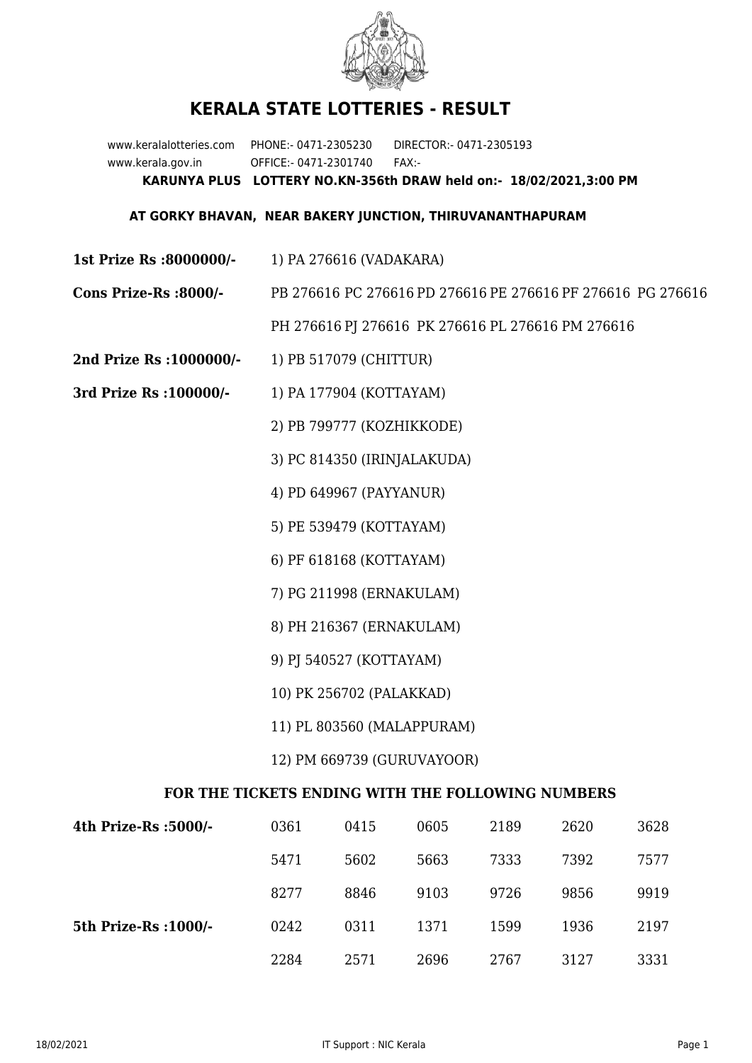# KERALA STATE LOTTERIES - RESULT

www.keralalotteries.com PHONE:- 0471-2305230 DIRECTOR:- 0471-2305193
www.kerala.gov.in OFFICE:- 0471-2301740 FAX:-

**KARUNYA PLUS LOTTERY NO.KN-356th DRAW held on:- 18/02/2021,3:00 PM**

**AT GORKY BHAVAN, NEAR BAKERY JUNCTION, THIRUVANANTHAPURAM**

**1st Prize Rs :8000000/-** 1) PA 276616 (VADAKARA)

**Cons Prize-Rs :8000/-** PB 276616 PC 276616 PD 276616 PE 276616 PF 276616 PG 276616 PH 276616 PJ 276616 PK 276616 PL 276616 PM 276616

**2nd Prize Rs :1000000/-** 1) PB 517079 (CHITTUR)

**3rd Prize Rs :100000/-**
1) PA 177904 (KOTTAYAM)
2) PB 799777 (KOZHIKKODE)
3) PC 814350 (IRINJALAKUDA)
4) PD 649967 (PAYYANUR)
5) PE 539479 (KOTTAYAM)
6) PF 618168 (KOTTAYAM)
7) PG 211998 (ERNAKULAM)
8) PH 216367 (ERNAKULAM)
9) PJ 540527 (KOTTAYAM)
10) PK 256702 (PALAKKAD)
11) PL 803560 (MALAPPURAM)
12) PM 669739 (GURUVAYOOR)

### FOR THE TICKETS ENDING WITH THE FOLLOWING NUMBERS

| | | | | | | |
|---|---|---|---|---|---|---|
| **4th Prize-Rs :5000/-** | 0361 | 0415 | 0605 | 2189 | 2620 | 3628 |
| | 5471 | 5602 | 5663 | 7333 | 7392 | 7577 |
| | 8277 | 8846 | 9103 | 9726 | 9856 | 9919 |
| **5th Prize-Rs :1000/-** | 0242 | 0311 | 1371 | 1599 | 1936 | 2197 |
| | 2284 | 2571 | 2696 | 2767 | 3127 | 3331 |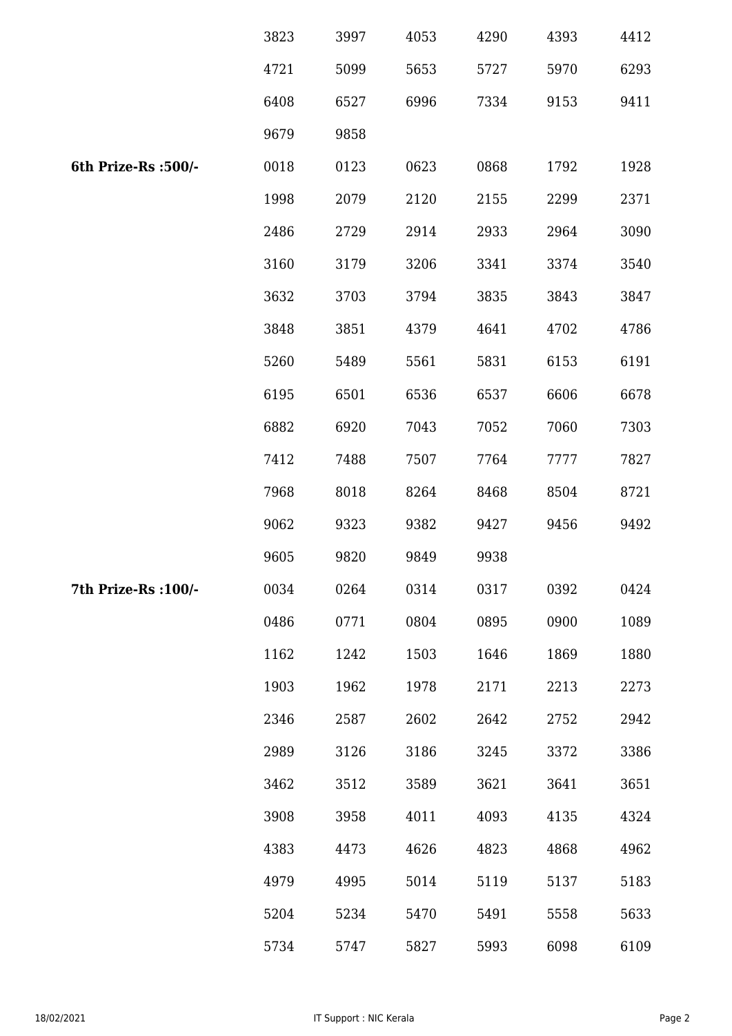| | | | | | | |
|---|---|---|---|---|---|---|
| | 3823 | 3997 | 4053 | 4290 | 4393 | 4412 |
| | 4721 | 5099 | 5653 | 5727 | 5970 | 6293 |
| | 6408 | 6527 | 6996 | 7334 | 9153 | 9411 |
| | 9679 | 9858 | | | | |
| **6th Prize-Rs :500/-** | 0018 | 0123 | 0623 | 0868 | 1792 | 1928 |
| | 1998 | 2079 | 2120 | 2155 | 2299 | 2371 |
| | 2486 | 2729 | 2914 | 2933 | 2964 | 3090 |
| | 3160 | 3179 | 3206 | 3341 | 3374 | 3540 |
| | 3632 | 3703 | 3794 | 3835 | 3843 | 3847 |
| | 3848 | 3851 | 4379 | 4641 | 4702 | 4786 |
| | 5260 | 5489 | 5561 | 5831 | 6153 | 6191 |
| | 6195 | 6501 | 6536 | 6537 | 6606 | 6678 |
| | 6882 | 6920 | 7043 | 7052 | 7060 | 7303 |
| | 7412 | 7488 | 7507 | 7764 | 7777 | 7827 |
| | 7968 | 8018 | 8264 | 8468 | 8504 | 8721 |
| | 9062 | 9323 | 9382 | 9427 | 9456 | 9492 |
| | 9605 | 9820 | 9849 | 9938 | | |
| **7th Prize-Rs :100/-** | 0034 | 0264 | 0314 | 0317 | 0392 | 0424 |
| | 0486 | 0771 | 0804 | 0895 | 0900 | 1089 |
| | 1162 | 1242 | 1503 | 1646 | 1869 | 1880 |
| | 1903 | 1962 | 1978 | 2171 | 2213 | 2273 |
| | 2346 | 2587 | 2602 | 2642 | 2752 | 2942 |
| | 2989 | 3126 | 3186 | 3245 | 3372 | 3386 |
| | 3462 | 3512 | 3589 | 3621 | 3641 | 3651 |
| | 3908 | 3958 | 4011 | 4093 | 4135 | 4324 |
| | 4383 | 4473 | 4626 | 4823 | 4868 | 4962 |
| | 4979 | 4995 | 5014 | 5119 | 5137 | 5183 |
| | 5204 | 5234 | 5470 | 5491 | 5558 | 5633 |
| | 5734 | 5747 | 5827 | 5993 | 6098 | 6109 |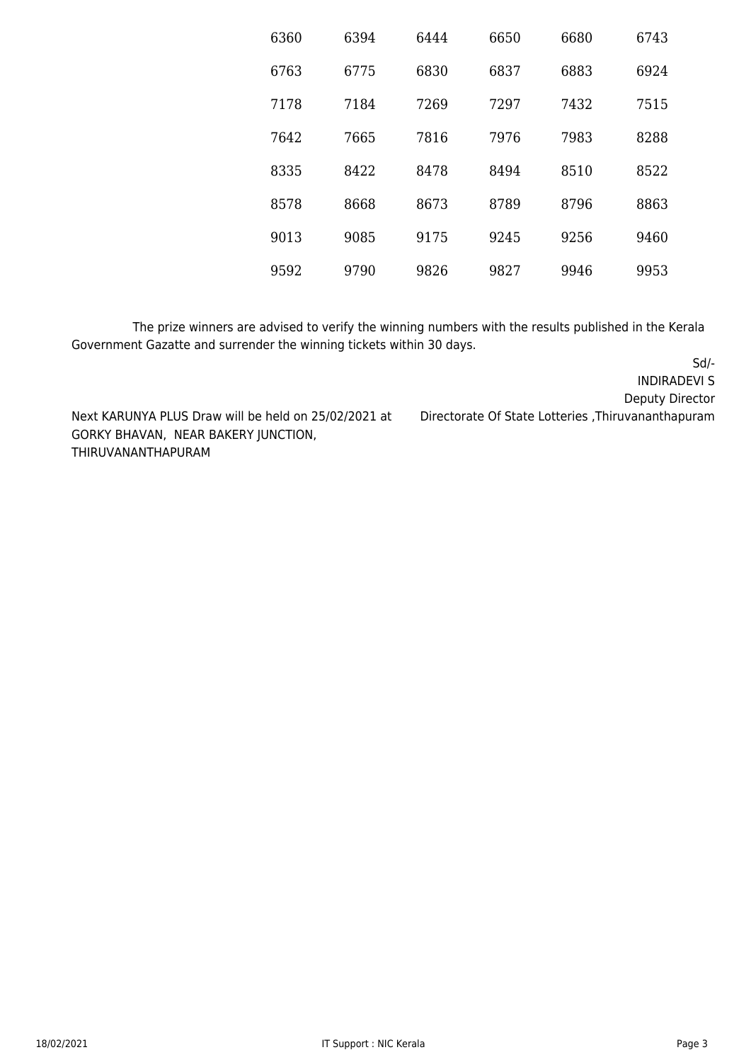| | | | | | |
|---|---|---|---|---|---|
| 6360 | 6394 | 6444 | 6650 | 6680 | 6743 |
| 6763 | 6775 | 6830 | 6837 | 6883 | 6924 |
| 7178 | 7184 | 7269 | 7297 | 7432 | 7515 |
| 7642 | 7665 | 7816 | 7976 | 7983 | 8288 |
| 8335 | 8422 | 8478 | 8494 | 8510 | 8522 |
| 8578 | 8668 | 8673 | 8789 | 8796 | 8863 |
| 9013 | 9085 | 9175 | 9245 | 9256 | 9460 |
| 9592 | 9790 | 9826 | 9827 | 9946 | 9953 |

The prize winners are advised to verify the winning numbers with the results published in the Kerala Government Gazatte and surrender the winning tickets within 30 days.

Sd/-
INDIRADEVI S
Deputy Director
Directorate Of State Lotteries ,Thiruvananthapuram

Next KARUNYA PLUS Draw will be held on 25/02/2021 at GORKY BHAVAN, NEAR BAKERY JUNCTION, THIRUVANANTHAPURAM